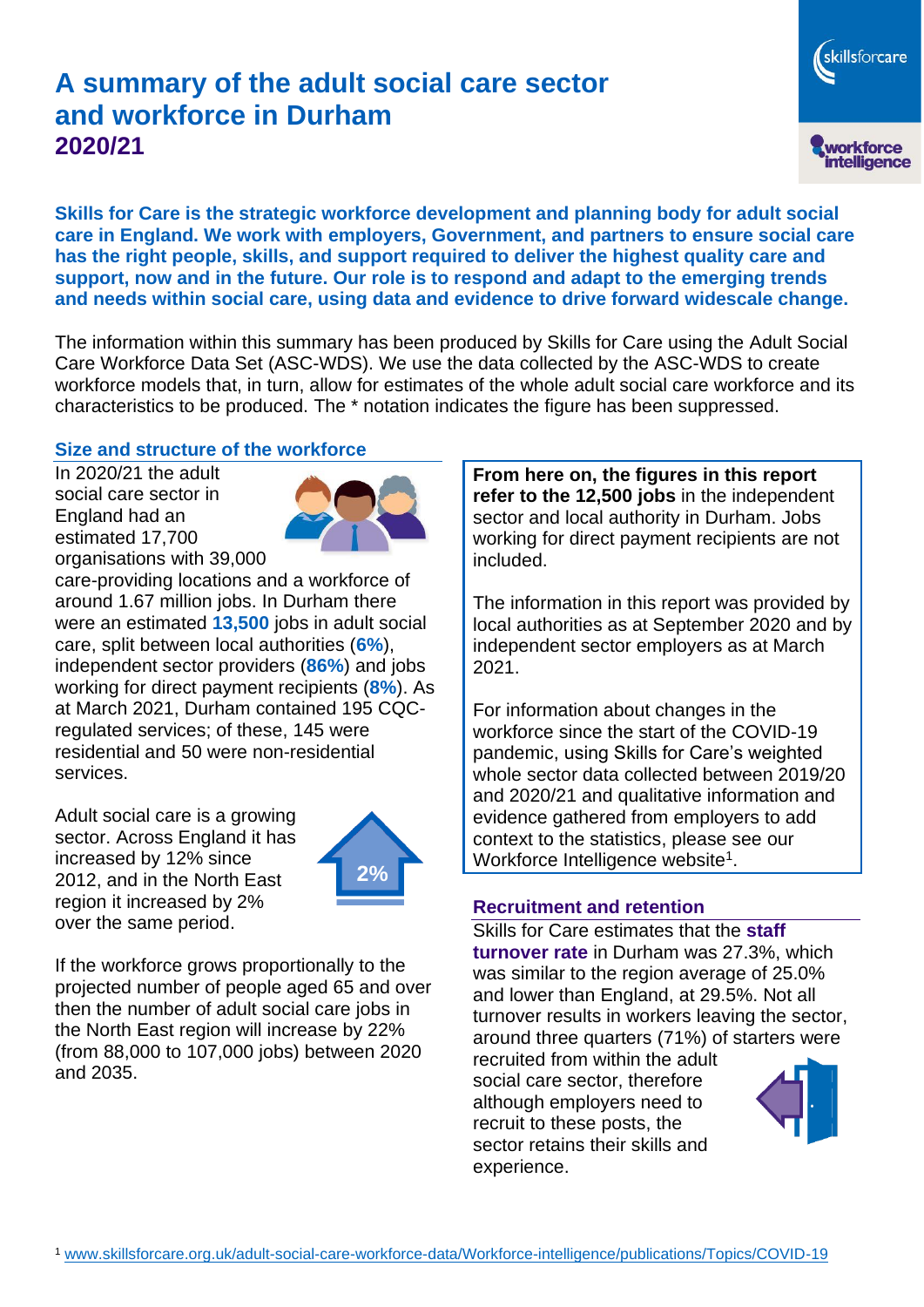# A summary of the adult social care sector and workforce in Durham
## 2020/21

**Skills for Care is the strategic workforce development and planning body for adult social care in England. We work with employers, Government, and partners to ensure social care has the right people, skills, and support required to deliver the highest quality care and support, now and in the future. Our role is to respond and adapt to the emerging trends and needs within social care, using data and evidence to drive forward widescale change.**

The information within this summary has been produced by Skills for Care using the Adult Social Care Workforce Data Set (ASC-WDS). We use the data collected by the ASC-WDS to create workforce models that, in turn, allow for estimates of the whole adult social care workforce and its characteristics to be produced. The * notation indicates the figure has been suppressed.

### Size and structure of the workforce

In 2020/21 the adult social care sector in England had an estimated 17,700 organisations with 39,000 care-providing locations and a workforce of around 1.67 million jobs. In Durham there were an estimated **13,500** jobs in adult social care, split between local authorities (**6%**), independent sector providers (**86%**) and jobs working for direct payment recipients (**8%**). As at March 2021, Durham contained 195 CQC-regulated services; of these, 145 were residential and 50 were non-residential services.

Adult social care is a growing sector. Across England it has increased by 12% since 2012, and in the North East region it increased by 2% over the same period.

2%

If the workforce grows proportionally to the projected number of people aged 65 and over then the number of adult social care jobs in the North East region will increase by 22% (from 88,000 to 107,000 jobs) between 2020 and 2035.

**From here on, the figures in this report refer to the 12,500 jobs** in the independent sector and local authority in Durham. Jobs working for direct payment recipients are not included.

The information in this report was provided by local authorities as at September 2020 and by independent sector employers as at March 2021.

For information about changes in the workforce since the start of the COVID-19 pandemic, using Skills for Care's weighted whole sector data collected between 2019/20 and 2020/21 and qualitative information and evidence gathered from employers to add context to the statistics, please see our Workforce Intelligence website[1].

### Recruitment and retention

Skills for Care estimates that the **staff turnover rate** in Durham was 27.3%, which was similar to the region average of 25.0% and lower than England, at 29.5%. Not all turnover results in workers leaving the sector, around three quarters (71%) of starters were recruited from within the adult social care sector, therefore although employers need to recruit to these posts, the sector retains their skills and experience.

[1] www.skillsforcare.org.uk/adult-social-care-workforce-data/Workforce-intelligence/publications/Topics/COVID-19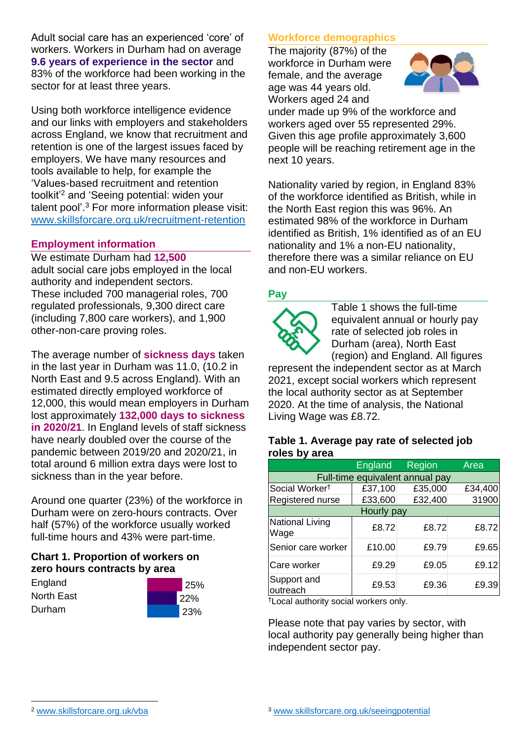Adult social care has an experienced 'core' of workers. Workers in Durham had on average **9.6 years of experience in the sector** and 83% of the workforce had been working in the sector for at least three years.

Using both workforce intelligence evidence and our links with employers and stakeholders across England, we know that recruitment and retention is one of the largest issues faced by employers. We have many resources and tools available to help, for example the 'Values-based recruitment and retention toolkit'[2] and 'Seeing potential: widen your talent pool'.[3] For more information please visit: www.skillsforcare.org.uk/recruitment-retention

## Employment information

We estimate Durham had **12,500** adult social care jobs employed in the local authority and independent sectors. These included 700 managerial roles, 700 regulated professionals, 9,300 direct care (including 7,800 care workers), and 1,900 other-non-care proving roles.

The average number of **sickness days** taken in the last year in Durham was 11.0, (10.2 in North East and 9.5 across England). With an estimated directly employed workforce of 12,000, this would mean employers in Durham lost approximately **132,000 days to sickness in 2020/21**. In England levels of staff sickness have nearly doubled over the course of the pandemic between 2019/20 and 2020/21, in total around 6 million extra days were lost to sickness than in the year before.

Around one quarter (23%) of the workforce in Durham were on zero-hours contracts. Over half (57%) of the workforce usually worked full-time hours and 43% were part-time.

**Chart 1. Proportion of workers on zero hours contracts by area**

| Area | Proportion |
|---|---|
| England | 25% |
| North East | 22% |
| Durham | 23% |

## Workforce demographics

The majority (87%) of the workforce in Durham were female, and the average age was 44 years old. Workers aged 24 and under made up 9% of the workforce and workers aged over 55 represented 29%. Given this age profile approximately 3,600 people will be reaching retirement age in the next 10 years.

Nationality varied by region, in England 83% of the workforce identified as British, while in the North East region this was 96%. An estimated 98% of the workforce in Durham identified as British, 1% identified as of an EU nationality and 1% a non-EU nationality, therefore there was a similar reliance on EU and non-EU workers.

## Pay

Table 1 shows the full-time equivalent annual or hourly pay rate of selected job roles in Durham (area), North East (region) and England. All figures represent the independent sector as at March 2021, except social workers which represent the local authority sector as at September 2020. At the time of analysis, the National Living Wage was £8.72.

**Table 1. Average pay rate of selected job roles by area**

| | England | Region | Area |
|---|---|---|---|
| Full-time equivalent annual pay | | | |
| Social Worker† | £37,100 | £35,000 | £34,400 |
| Registered nurse | £33,600 | £32,400 | 31900 |
| Hourly pay | | | |
| National Living Wage | £8.72 | £8.72 | £8.72 |
| Senior care worker | £10.00 | £9.79 | £9.65 |
| Care worker | £9.29 | £9.05 | £9.12 |
| Support and outreach | £9.53 | £9.36 | £9.39 |

†Local authority social workers only.

Please note that pay varies by sector, with local authority pay generally being higher than independent sector pay.

[2] www.skillsforcare.org.uk/vba

[3] www.skillsforcare.org.uk/seeingpotential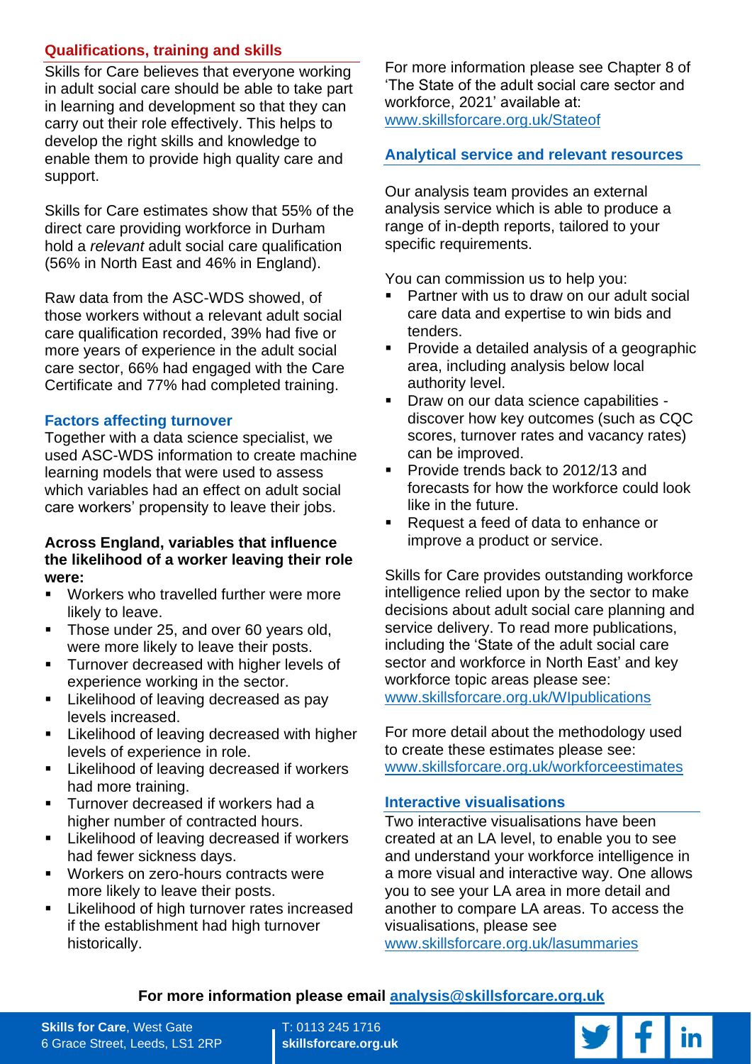## Qualifications, training and skills

Skills for Care believes that everyone working in adult social care should be able to take part in learning and development so that they can carry out their role effectively. This helps to develop the right skills and knowledge to enable them to provide high quality care and support.

Skills for Care estimates show that 55% of the direct care providing workforce in Durham hold a *relevant* adult social care qualification (56% in North East and 46% in England).

Raw data from the ASC-WDS showed, of those workers without a relevant adult social care qualification recorded, 39% had five or more years of experience in the adult social care sector, 66% had engaged with the Care Certificate and 77% had completed training.

## Factors affecting turnover

Together with a data science specialist, we used ASC-WDS information to create machine learning models that were used to assess which variables had an effect on adult social care workers' propensity to leave their jobs.

**Across England, variables that influence the likelihood of a worker leaving their role were:**

- Workers who travelled further were more likely to leave.
- Those under 25, and over 60 years old, were more likely to leave their posts.
- Turnover decreased with higher levels of experience working in the sector.
- Likelihood of leaving decreased as pay levels increased.
- Likelihood of leaving decreased with higher levels of experience in role.
- Likelihood of leaving decreased if workers had more training.
- Turnover decreased if workers had a higher number of contracted hours.
- Likelihood of leaving decreased if workers had fewer sickness days.
- Workers on zero-hours contracts were more likely to leave their posts.
- Likelihood of high turnover rates increased if the establishment had high turnover historically.

For more information please see Chapter 8 of 'The State of the adult social care sector and workforce, 2021' available at: www.skillsforcare.org.uk/Stateof

## Analytical service and relevant resources

Our analysis team provides an external analysis service which is able to produce a range of in-depth reports, tailored to your specific requirements.

You can commission us to help you:

- Partner with us to draw on our adult social care data and expertise to win bids and tenders.
- Provide a detailed analysis of a geographic area, including analysis below local authority level.
- Draw on our data science capabilities - discover how key outcomes (such as CQC scores, turnover rates and vacancy rates) can be improved.
- Provide trends back to 2012/13 and forecasts for how the workforce could look like in the future.
- Request a feed of data to enhance or improve a product or service.

Skills for Care provides outstanding workforce intelligence relied upon by the sector to make decisions about adult social care planning and service delivery. To read more publications, including the 'State of the adult social care sector and workforce in North East' and key workforce topic areas please see: www.skillsforcare.org.uk/WIpublications

For more detail about the methodology used to create these estimates please see: www.skillsforcare.org.uk/workforceestimates

## Interactive visualisations

Two interactive visualisations have been created at an LA level, to enable you to see and understand your workforce intelligence in a more visual and interactive way. One allows you to see your LA area in more detail and another to compare LA areas. To access the visualisations, please see www.skillsforcare.org.uk/lasummaries

**For more information please email analysis@skillsforcare.org.uk**

**Skills for Care**, West Gate
6 Grace Street, Leeds, LS1 2RP

T: 0113 245 1716
**skillsforcare.org.uk**